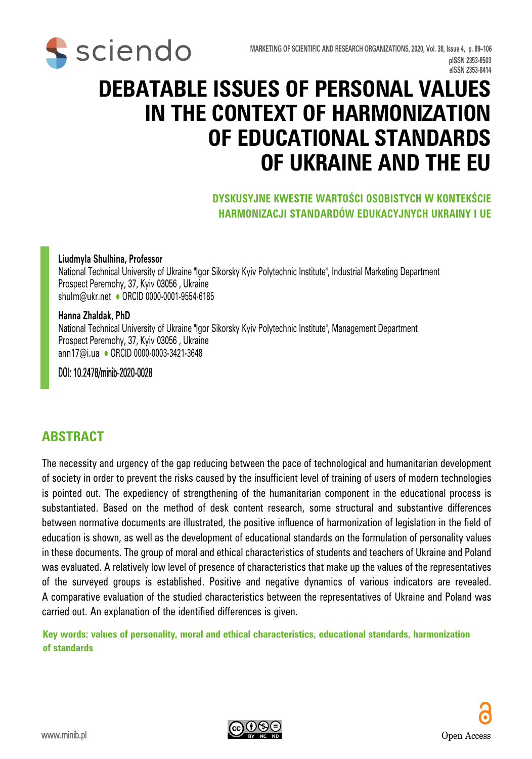# DEBATABLE ISSUES OF PERSONAL VALUES IN THE CONTEXT OF HARMONIZATION OF EDUCATIONAL STANDARDS OF UKRAINE AND THE EU

## DYSKUSYJNE KWESTIE WARTOŚCI OSOBISTYCH W KONTEKŚCIE HARMONIZACJI STANDARDÓW EDUKACYJNYCH UKRAINY I UE

**Liudmyla Shulhina, Professor**
National Technical University of Ukraine "Igor Sikorsky Kyiv Polytechnic Institute", Industrial Marketing Department
Prospect Peremohy, 37, Kyiv 03056 , Ukraine
shulm@ukr.net • ORCID 0000-0001-9554-6185

**Hanna Zhaldak, PhD**
National Technical University of Ukraine "Igor Sikorsky Kyiv Polytechnic Institute", Management Department
Prospect Peremohy, 37, Kyiv 03056 , Ukraine
ann17@i.ua • ORCID 0000-0003-3421-3648

DOI: 10.2478/minib-2020-0028

## ABSTRACT

The necessity and urgency of the gap reducing between the pace of technological and humanitarian development of society in order to prevent the risks caused by the insufficient level of training of users of modern technologies is pointed out. The expediency of strengthening of the humanitarian component in the educational process is substantiated. Based on the method of desk content research, some structural and substantive differences between normative documents are illustrated, the positive influence of harmonization of legislation in the field of education is shown, as well as the development of educational standards on the formulation of personality values in these documents. The group of moral and ethical characteristics of students and teachers of Ukraine and Poland was evaluated. A relatively low level of presence of characteristics that make up the values of the representatives of the surveyed groups is established. Positive and negative dynamics of various indicators are revealed. A comparative evaluation of the studied characteristics between the representatives of Ukraine and Poland was carried out. An explanation of the identified differences is given.

**Key words: values of personality, moral and ethical characteristics, educational standards, harmonization of standards**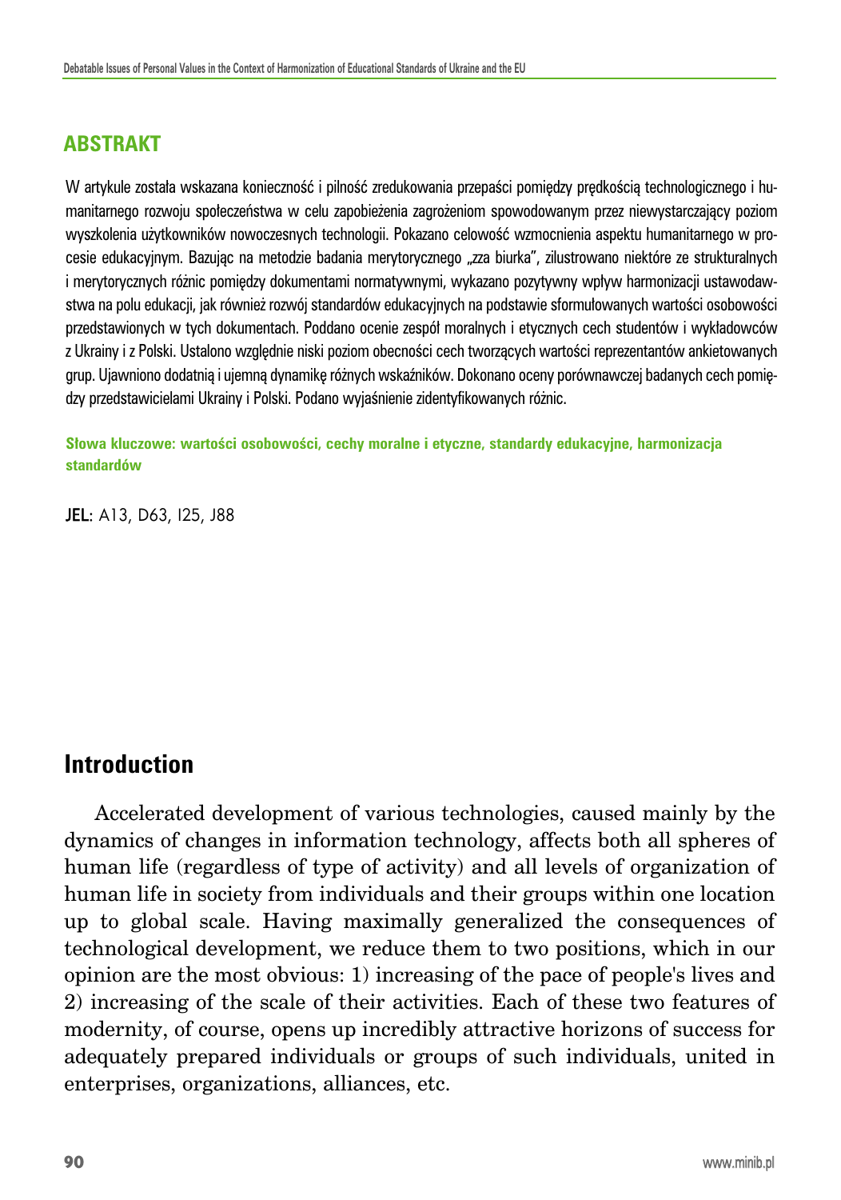## ABSTRAKT

W artykule została wskazana konieczność i pilność zredukowania przepaści pomiędzy prędkością technologicznego i humanitarnego rozwoju społeczeństwa w celu zapobieżenia zagrożeniom spowodowanym przez niewystarczający poziom wyszkolenia użytkowników nowoczesnych technologii. Pokazano celowość wzmocnienia aspektu humanitarnego w procesie edukacyjnym. Bazując na metodzie badania merytorycznego „zza biurka", zilustrowano niektóre ze strukturalnych i merytorycznych różnic pomiędzy dokumentami normatywnymi, wykazano pozytywny wpływ harmonizacji ustawodawstwa na polu edukacji, jak również rozwój standardów edukacyjnych na podstawie sformułowanych wartości osobowości przedstawionych w tych dokumentach. Poddano ocenie zespół moralnych i etycznych cech studentów i wykładowców z Ukrainy i z Polski. Ustalono względnie niski poziom obecności cech tworzących wartości reprezentantów ankietowanych grup. Ujawniono dodatnią i ujemną dynamikę różnych wskaźników. Dokonano oceny porównawczej badanych cech pomiędzy przedstawicielami Ukrainy i Polski. Podano wyjaśnienie zidentyfikowanych różnic.

**Słowa kluczowe: wartości osobowości, cechy moralne i etyczne, standardy edukacyjne, harmonizacja standardów**

**JEL**: A13, D63, I25, J88

## Introduction

Accelerated development of various technologies, caused mainly by the dynamics of changes in information technology, affects both all spheres of human life (regardless of type of activity) and all levels of organization of human life in society from individuals and their groups within one location up to global scale. Having maximally generalized the consequences of technological development, we reduce them to two positions, which in our opinion are the most obvious: 1) increasing of the pace of people's lives and 2) increasing of the scale of their activities. Each of these two features of modernity, of course, opens up incredibly attractive horizons of success for adequately prepared individuals or groups of such individuals, united in enterprises, organizations, alliances, etc.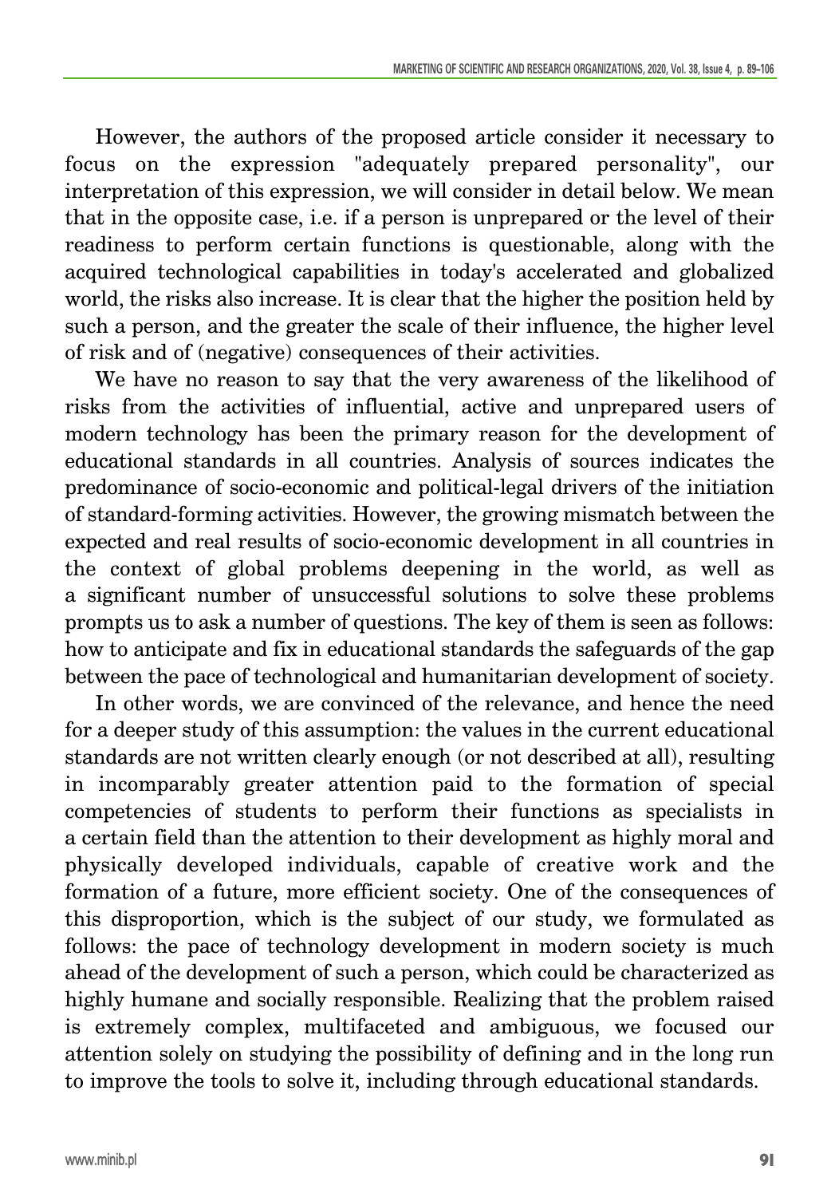However, the authors of the proposed article consider it necessary to focus on the expression "adequately prepared personality", our interpretation of this expression, we will consider in detail below. We mean that in the opposite case, i.e. if a person is unprepared or the level of their readiness to perform certain functions is questionable, along with the acquired technological capabilities in today's accelerated and globalized world, the risks also increase. It is clear that the higher the position held by such a person, and the greater the scale of their influence, the higher level of risk and of (negative) consequences of their activities.

We have no reason to say that the very awareness of the likelihood of risks from the activities of influential, active and unprepared users of modern technology has been the primary reason for the development of educational standards in all countries. Analysis of sources indicates the predominance of socio-economic and political-legal drivers of the initiation of standard-forming activities. However, the growing mismatch between the expected and real results of socio-economic development in all countries in the context of global problems deepening in the world, as well as a significant number of unsuccessful solutions to solve these problems prompts us to ask a number of questions. The key of them is seen as follows: how to anticipate and fix in educational standards the safeguards of the gap between the pace of technological and humanitarian development of society.

In other words, we are convinced of the relevance, and hence the need for a deeper study of this assumption: the values in the current educational standards are not written clearly enough (or not described at all), resulting in incomparably greater attention paid to the formation of special competencies of students to perform their functions as specialists in a certain field than the attention to their development as highly moral and physically developed individuals, capable of creative work and the formation of a future, more efficient society. One of the consequences of this disproportion, which is the subject of our study, we formulated as follows: the pace of technology development in modern society is much ahead of the development of such a person, which could be characterized as highly humane and socially responsible. Realizing that the problem raised is extremely complex, multifaceted and ambiguous, we focused our attention solely on studying the possibility of defining and in the long run to improve the tools to solve it, including through educational standards.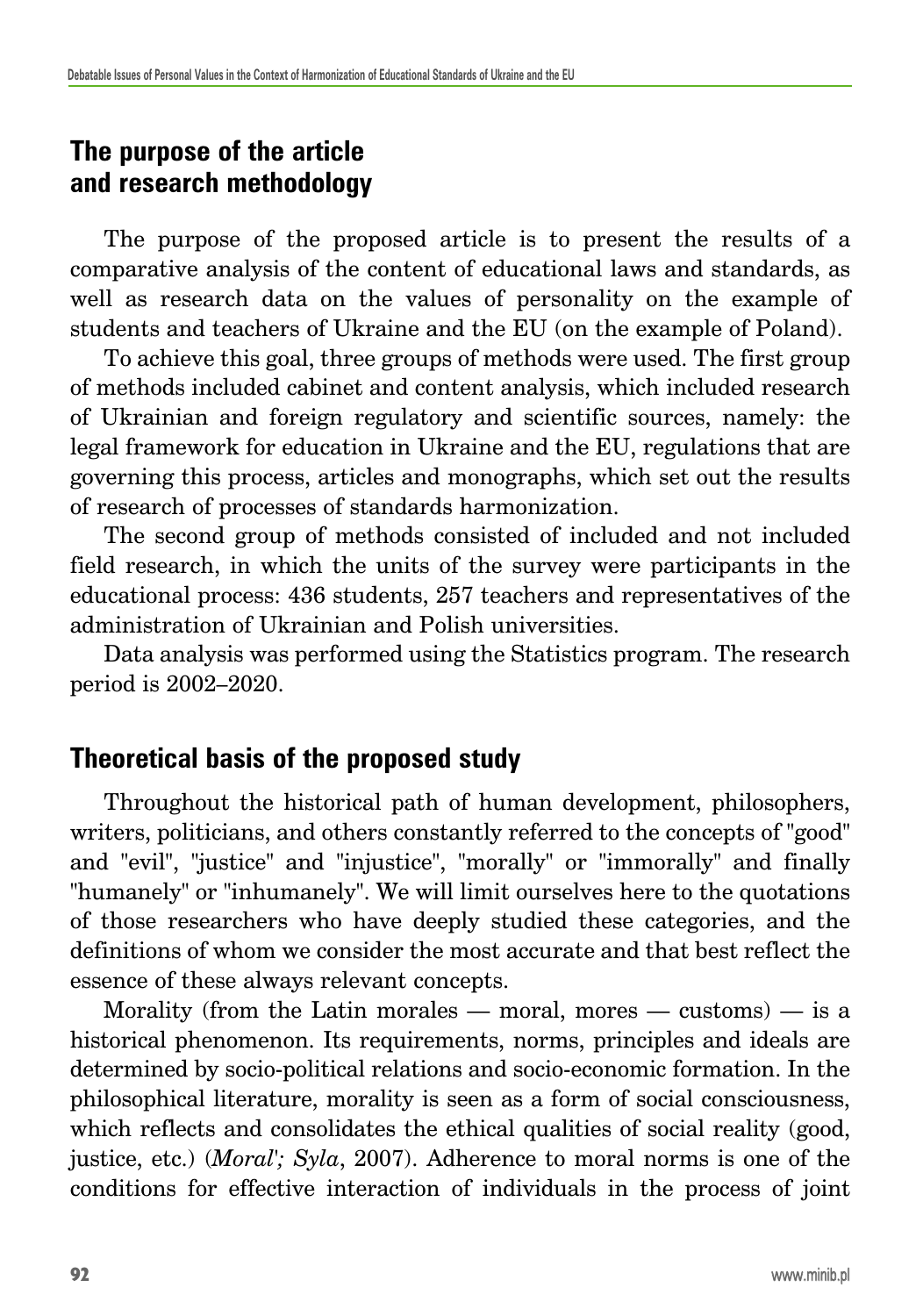## The purpose of the article and research methodology

The purpose of the proposed article is to present the results of a comparative analysis of the content of educational laws and standards, as well as research data on the values of personality on the example of students and teachers of Ukraine and the EU (on the example of Poland).

To achieve this goal, three groups of methods were used. The first group of methods included cabinet and content analysis, which included research of Ukrainian and foreign regulatory and scientific sources, namely: the legal framework for education in Ukraine and the EU, regulations that are governing this process, articles and monographs, which set out the results of research of processes of standards harmonization.

The second group of methods consisted of included and not included field research, in which the units of the survey were participants in the educational process: 436 students, 257 teachers and representatives of the administration of Ukrainian and Polish universities.

Data analysis was performed using the Statistics program. The research period is 2002–2020.

## Theoretical basis of the proposed study

Throughout the historical path of human development, philosophers, writers, politicians, and others constantly referred to the concepts of "good" and "evil", "justice" and "injustice", "morally" or "immorally" and finally "humanely" or "inhumanely". We will limit ourselves here to the quotations of those researchers who have deeply studied these categories, and the definitions of whom we consider the most accurate and that best reflect the essence of these always relevant concepts.

Morality (from the Latin morales — moral, mores — customs) — is a historical phenomenon. Its requirements, norms, principles and ideals are determined by socio-political relations and socio-economic formation. In the philosophical literature, morality is seen as a form of social consciousness, which reflects and consolidates the ethical qualities of social reality (good, justice, etc.) (*Moral'; Syla*, 2007). Adherence to moral norms is one of the conditions for effective interaction of individuals in the process of joint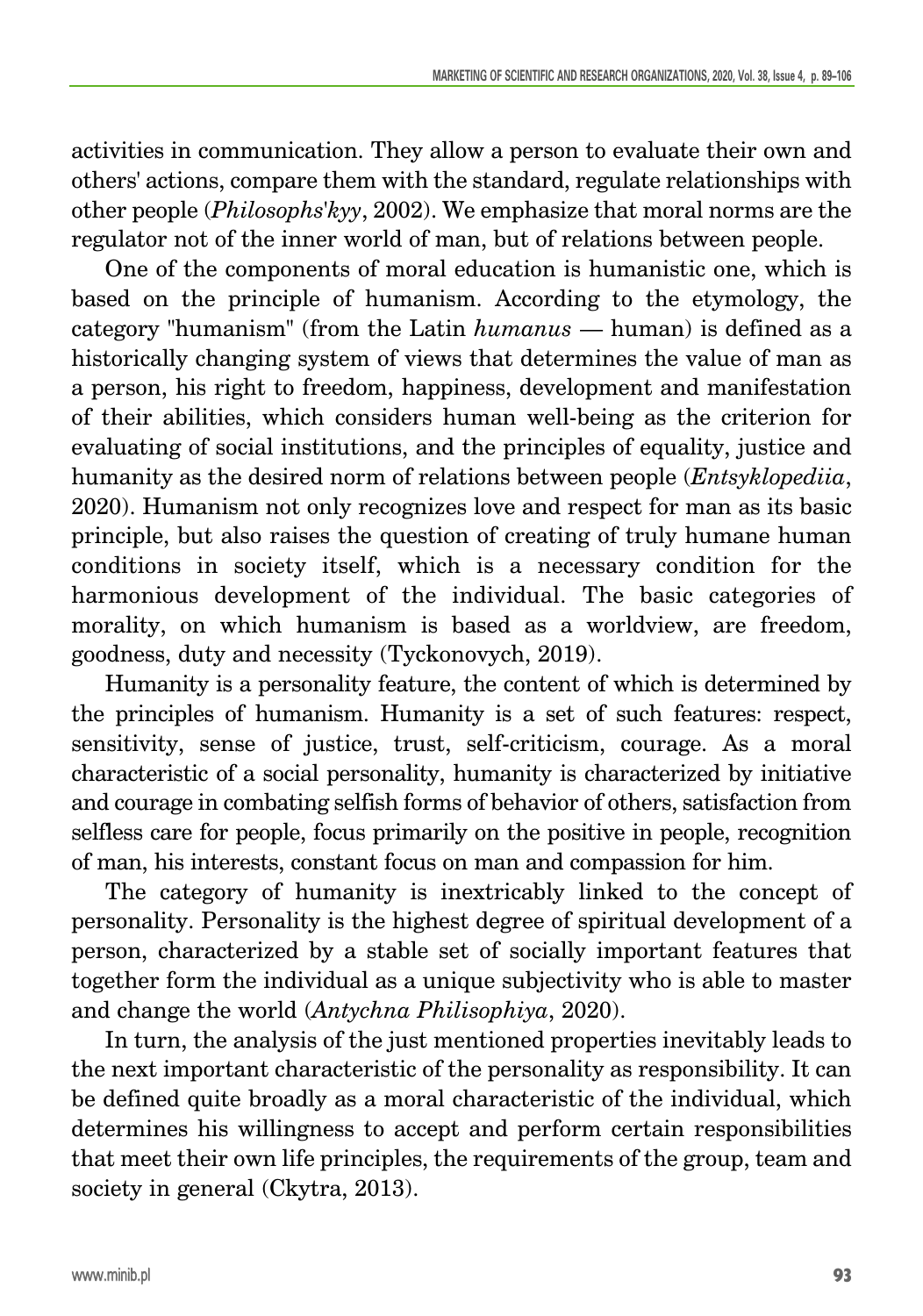activities in communication. They allow a person to evaluate their own and others' actions, compare them with the standard, regulate relationships with other people (*Philosophs'kyy*, 2002). We emphasize that moral norms are the regulator not of the inner world of man, but of relations between people.

One of the components of moral education is humanistic one, which is based on the principle of humanism. According to the etymology, the category "humanism" (from the Latin *humanus* — human) is defined as a historically changing system of views that determines the value of man as a person, his right to freedom, happiness, development and manifestation of their abilities, which considers human well-being as the criterion for evaluating of social institutions, and the principles of equality, justice and humanity as the desired norm of relations between people (*Entsyklopediia*, 2020). Humanism not only recognizes love and respect for man as its basic principle, but also raises the question of creating of truly humane human conditions in society itself, which is a necessary condition for the harmonious development of the individual. The basic categories of morality, on which humanism is based as a worldview, are freedom, goodness, duty and necessity (Tyckonovych, 2019).

Humanity is a personality feature, the content of which is determined by the principles of humanism. Humanity is a set of such features: respect, sensitivity, sense of justice, trust, self-criticism, courage. As a moral characteristic of a social personality, humanity is characterized by initiative and courage in combating selfish forms of behavior of others, satisfaction from selfless care for people, focus primarily on the positive in people, recognition of man, his interests, constant focus on man and compassion for him.

The category of humanity is inextricably linked to the concept of personality. Personality is the highest degree of spiritual development of a person, characterized by a stable set of socially important features that together form the individual as a unique subjectivity who is able to master and change the world (*Antychna Philisophiya*, 2020).

In turn, the analysis of the just mentioned properties inevitably leads to the next important characteristic of the personality as responsibility. It can be defined quite broadly as a moral characteristic of the individual, which determines his willingness to accept and perform certain responsibilities that meet their own life principles, the requirements of the group, team and society in general (Ckytra, 2013).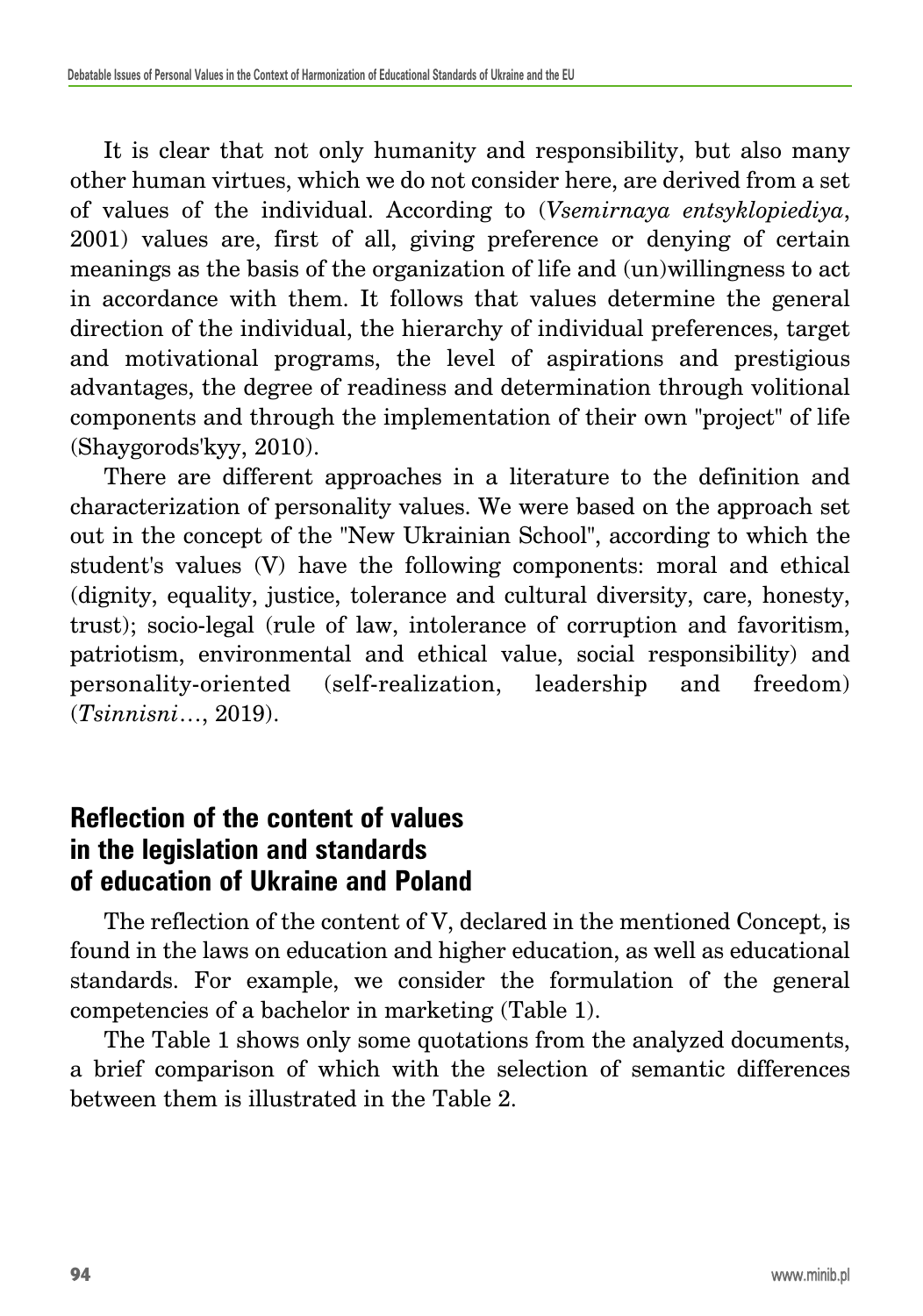It is clear that not only humanity and responsibility, but also many other human virtues, which we do not consider here, are derived from a set of values of the individual. According to (*Vsemirnaya entsyklopiediya*, 2001) values are, first of all, giving preference or denying of certain meanings as the basis of the organization of life and (un)willingness to act in accordance with them. It follows that values determine the general direction of the individual, the hierarchy of individual preferences, target and motivational programs, the level of aspirations and prestigious advantages, the degree of readiness and determination through volitional components and through the implementation of their own "project" of life (Shaygorods'kyy, 2010).

There are different approaches in a literature to the definition and characterization of personality values. We were based on the approach set out in the concept of the "New Ukrainian School", according to which the student's values (V) have the following components: moral and ethical (dignity, equality, justice, tolerance and cultural diversity, care, honesty, trust); socio-legal (rule of law, intolerance of corruption and favoritism, patriotism, environmental and ethical value, social responsibility) and personality-oriented (self-realization, leadership and freedom) (*Tsinnisni*…, 2019).

## Reflection of the content of values in the legislation and standards of education of Ukraine and Poland

The reflection of the content of V, declared in the mentioned Concept, is found in the laws on education and higher education, as well as educational standards. For example, we consider the formulation of the general competencies of a bachelor in marketing (Table 1).

The Table 1 shows only some quotations from the analyzed documents, a brief comparison of which with the selection of semantic differences between them is illustrated in the Table 2.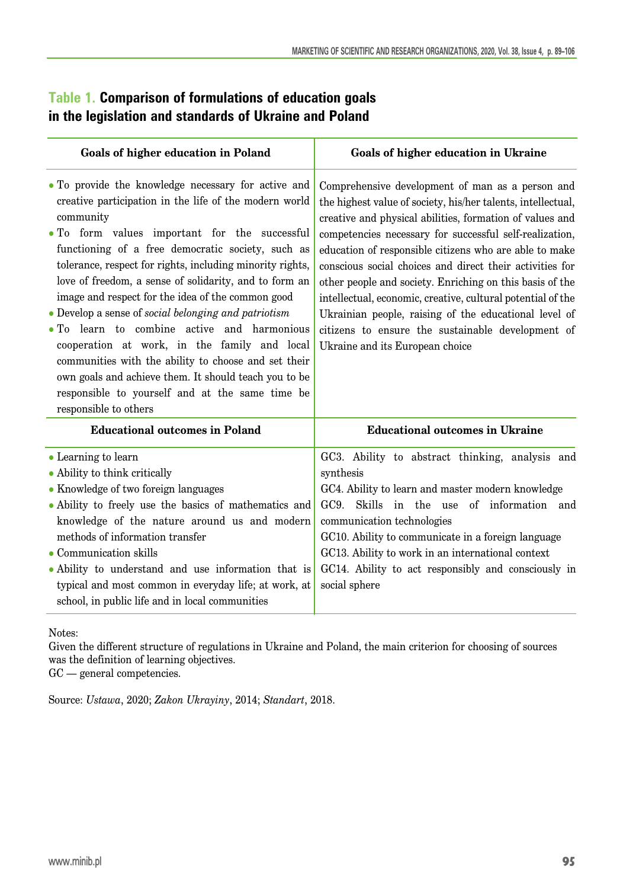**Table 1. Comparison of formulations of education goals in the legislation and standards of Ukraine and Poland**

| Goals of higher education in Poland | Goals of higher education in Ukraine |
|---|---|
| • To provide the knowledge necessary for active and creative participation in the life of the modern world community<br>• To form values important for the successful functioning of a free democratic society, such as tolerance, respect for rights, including minority rights, love of freedom, a sense of solidarity, and to form an image and respect for the idea of the common good<br>• Develop a sense of *social belonging and patriotism*<br>• To learn to combine active and harmonious cooperation at work, in the family and local communities with the ability to choose and set their own goals and achieve them. It should teach you to be responsible to yourself and at the same time be responsible to others | Comprehensive development of man as a person and the highest value of society, his/her talents, intellectual, creative and physical abilities, formation of values and competencies necessary for successful self-realization, education of responsible citizens who are able to make conscious social choices and direct their activities for other people and society. Enriching on this basis of the intellectual, economic, creative, cultural potential of the Ukrainian people, raising of the educational level of citizens to ensure the sustainable development of Ukraine and its European choice |
| **Educational outcomes in Poland** | **Educational outcomes in Ukraine** |
| • Learning to learn<br>• Ability to think critically<br>• Knowledge of two foreign languages<br>• Ability to freely use the basics of mathematics and knowledge of the nature around us and modern methods of information transfer<br>• Communication skills<br>• Ability to understand and use information that is typical and most common in everyday life; at work, at school, in public life and in local communities | GC3. Ability to abstract thinking, analysis and synthesis<br>GC4. Ability to learn and master modern knowledge<br>GC9. Skills in the use of information and communication technologies<br>GC10. Ability to communicate in a foreign language<br>GC13. Ability to work in an international context<br>GC14. Ability to act responsibly and consciously in social sphere |

Notes:
Given the different structure of regulations in Ukraine and Poland, the main criterion for choosing of sources was the definition of learning objectives.
GC — general competencies.

Source: *Ustawa*, 2020; *Zakon Ukrayiny*, 2014; *Standart*, 2018.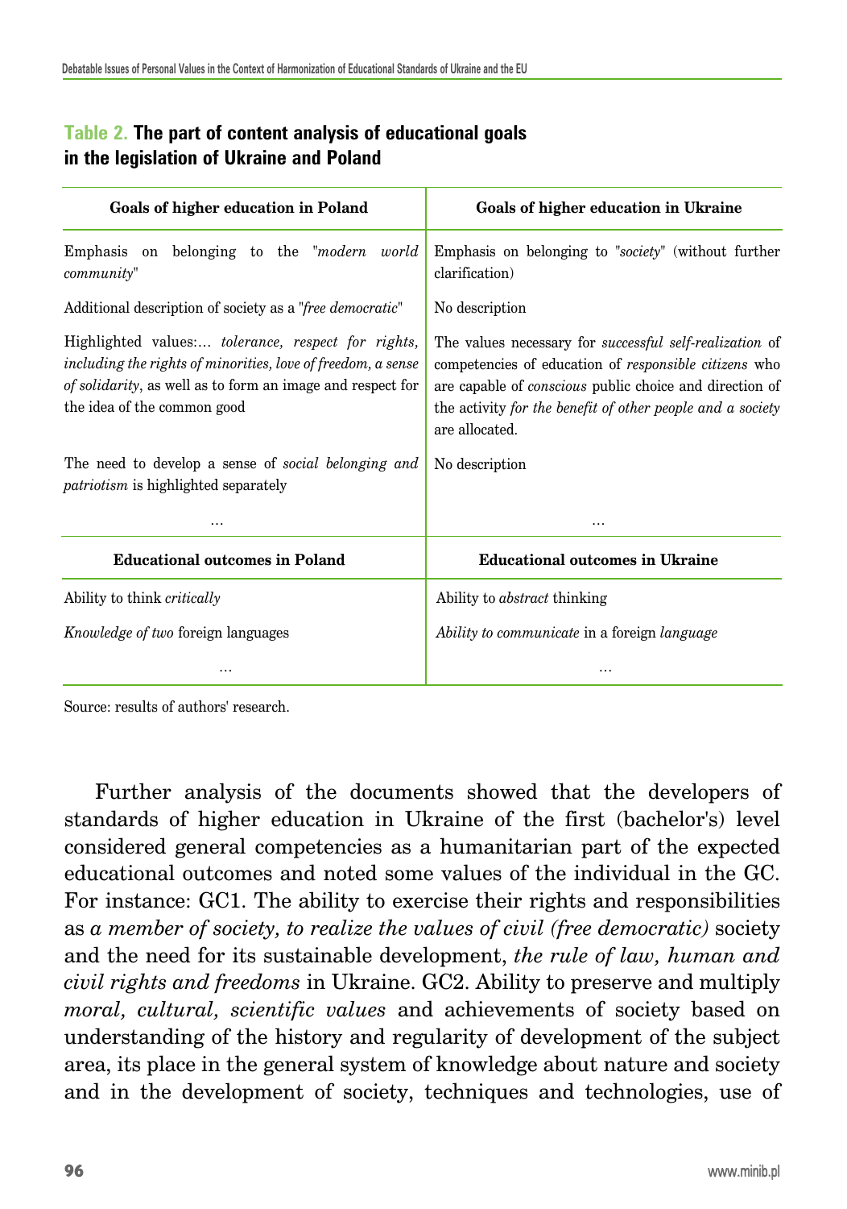**Table 2. The part of content analysis of educational goals in the legislation of Ukraine and Poland**

| Goals of higher education in Poland | Goals of higher education in Ukraine |
|---|---|
| Emphasis on belonging to the "*modern world community*" | Emphasis on belonging to "*society*" (without further clarification) |
| Additional description of society as a "*free democratic*" | No description |
| Highlighted values:… *tolerance, respect for rights, including the rights of minorities, love of freedom, a sense of solidarity*, as well as to form an image and respect for the idea of the common good | The values necessary for *successful self-realization* of competencies of education of *responsible citizens* who are capable of *conscious* public choice and direction of the activity *for the benefit of other people and a society* are allocated. |
| The need to develop a sense of *social belonging and patriotism* is highlighted separately | No description |
| … | … |
| **Educational outcomes in Poland** | **Educational outcomes in Ukraine** |
| Ability to think *critically* | Ability to *abstract* thinking |
| *Knowledge of two* foreign languages | *Ability to communicate* in a foreign *language* |
| … | … |

Source: results of authors' research.

Further analysis of the documents showed that the developers of standards of higher education in Ukraine of the first (bachelor's) level considered general competencies as a humanitarian part of the expected educational outcomes and noted some values of the individual in the GC. For instance: GC1. The ability to exercise their rights and responsibilities as *a member of society, to realize the values of civil (free democratic)* society and the need for its sustainable development, *the rule of law, human and civil rights and freedoms* in Ukraine. GC2. Ability to preserve and multiply *moral, cultural, scientific values* and achievements of society based on understanding of the history and regularity of development of the subject area, its place in the general system of knowledge about nature and society and in the development of society, techniques and technologies, use of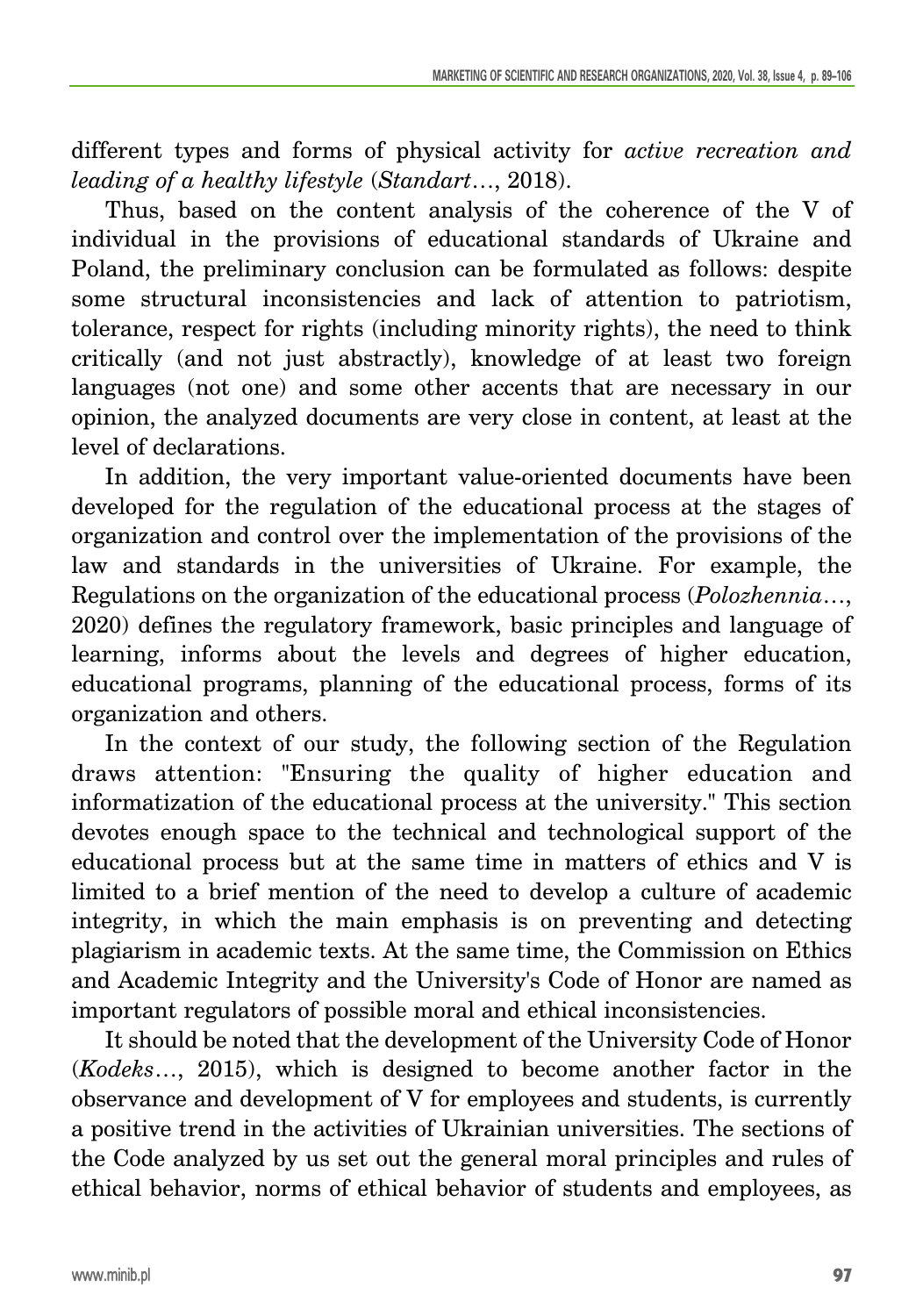different types and forms of physical activity for *active recreation and leading of a healthy lifestyle* (*Standart*…, 2018).

Thus, based on the content analysis of the coherence of the V of individual in the provisions of educational standards of Ukraine and Poland, the preliminary conclusion can be formulated as follows: despite some structural inconsistencies and lack of attention to patriotism, tolerance, respect for rights (including minority rights), the need to think critically (and not just abstractly), knowledge of at least two foreign languages (not one) and some other accents that are necessary in our opinion, the analyzed documents are very close in content, at least at the level of declarations.

In addition, the very important value-oriented documents have been developed for the regulation of the educational process at the stages of organization and control over the implementation of the provisions of the law and standards in the universities of Ukraine. For example, the Regulations on the organization of the educational process (*Polozhennia*…, 2020) defines the regulatory framework, basic principles and language of learning, informs about the levels and degrees of higher education, educational programs, planning of the educational process, forms of its organization and others.

In the context of our study, the following section of the Regulation draws attention: "Ensuring the quality of higher education and informatization of the educational process at the university." This section devotes enough space to the technical and technological support of the educational process but at the same time in matters of ethics and V is limited to a brief mention of the need to develop a culture of academic integrity, in which the main emphasis is on preventing and detecting plagiarism in academic texts. At the same time, the Commission on Ethics and Academic Integrity and the University's Code of Honor are named as important regulators of possible moral and ethical inconsistencies.

It should be noted that the development of the University Code of Honor (*Kodeks*…, 2015), which is designed to become another factor in the observance and development of V for employees and students, is currently a positive trend in the activities of Ukrainian universities. The sections of the Code analyzed by us set out the general moral principles and rules of ethical behavior, norms of ethical behavior of students and employees, as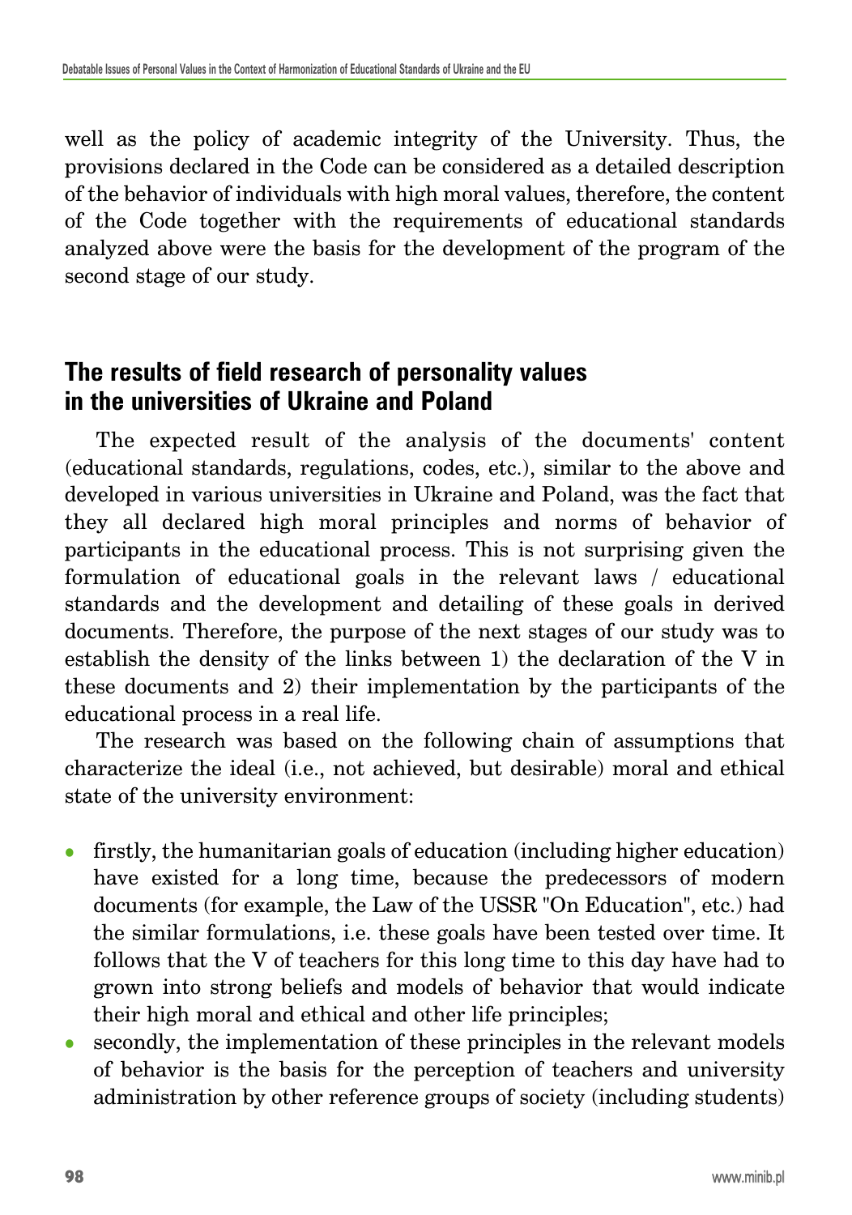well as the policy of academic integrity of the University. Thus, the provisions declared in the Code can be considered as a detailed description of the behavior of individuals with high moral values, therefore, the content of the Code together with the requirements of educational standards analyzed above were the basis for the development of the program of the second stage of our study.

## The results of field research of personality values in the universities of Ukraine and Poland

The expected result of the analysis of the documents' content (educational standards, regulations, codes, etc.), similar to the above and developed in various universities in Ukraine and Poland, was the fact that they all declared high moral principles and norms of behavior of participants in the educational process. This is not surprising given the formulation of educational goals in the relevant laws / educational standards and the development and detailing of these goals in derived documents. Therefore, the purpose of the next stages of our study was to establish the density of the links between 1) the declaration of the V in these documents and 2) their implementation by the participants of the educational process in a real life.

The research was based on the following chain of assumptions that characterize the ideal (i.e., not achieved, but desirable) moral and ethical state of the university environment:

- firstly, the humanitarian goals of education (including higher education) have existed for a long time, because the predecessors of modern documents (for example, the Law of the USSR "On Education", etc.) had the similar formulations, i.e. these goals have been tested over time. It follows that the V of teachers for this long time to this day have had to grown into strong beliefs and models of behavior that would indicate their high moral and ethical and other life principles;
- secondly, the implementation of these principles in the relevant models of behavior is the basis for the perception of teachers and university administration by other reference groups of society (including students)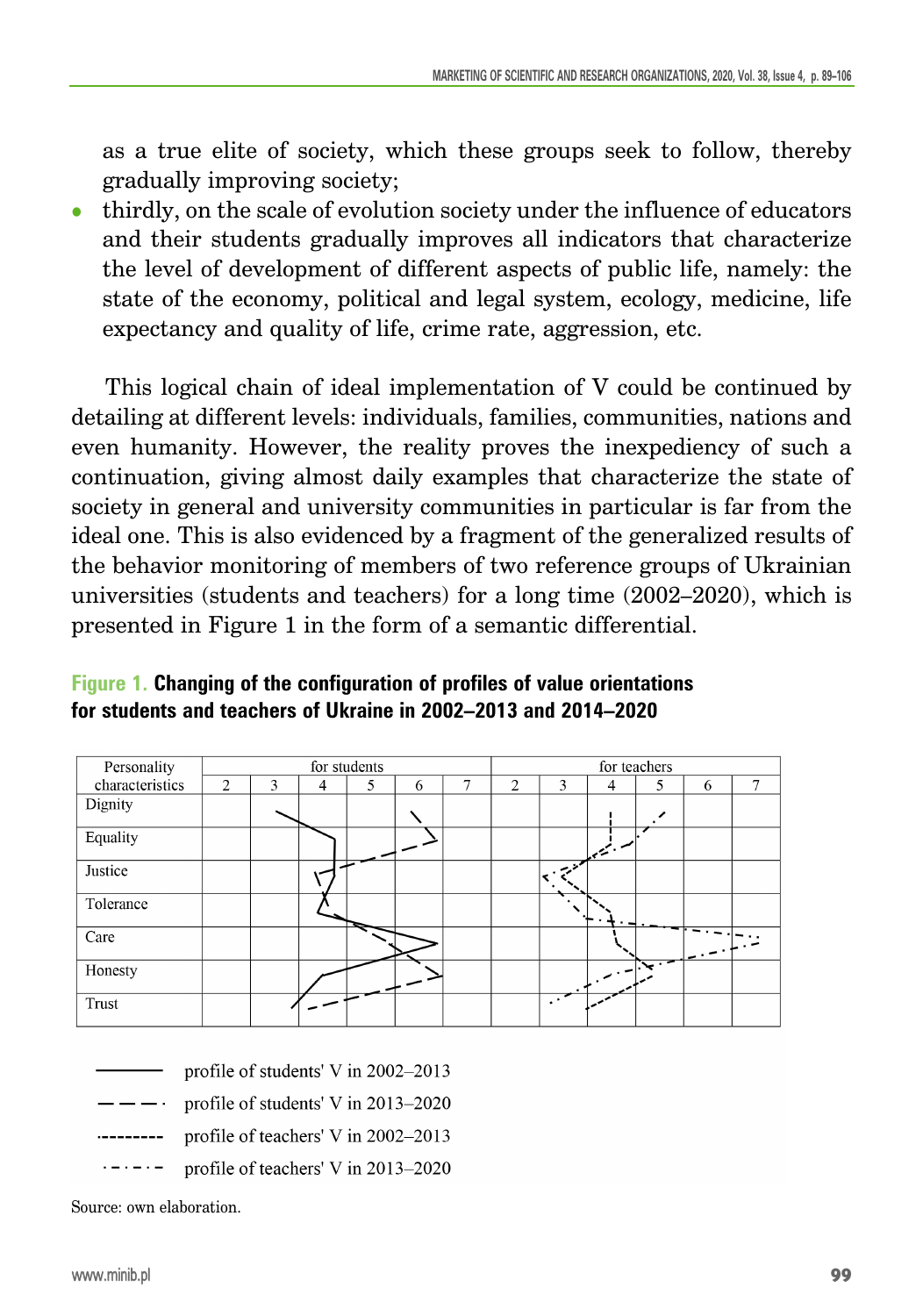as a true elite of society, which these groups seek to follow, thereby gradually improving society;

- thirdly, on the scale of evolution society under the influence of educators and their students gradually improves all indicators that characterize the level of development of different aspects of public life, namely: the state of the economy, political and legal system, ecology, medicine, life expectancy and quality of life, crime rate, aggression, etc.

This logical chain of ideal implementation of V could be continued by detailing at different levels: individuals, families, communities, nations and even humanity. However, the reality proves the inexpediency of such a continuation, giving almost daily examples that characterize the state of society in general and university communities in particular is far from the ideal one. This is also evidenced by a fragment of the generalized results of the behavior monitoring of members of two reference groups of Ukrainian universities (students and teachers) for a long time (2002–2020), which is presented in Figure 1 in the form of a semantic differential.

**Figure 1. Changing of the configuration of profiles of value orientations for students and teachers of Ukraine in 2002–2013 and 2014–2020**

| Personality characteristics | for students | | | | | | for teachers | | | | | |
|---|---|---|---|---|---|---|---|---|---|---|---|---|
| | 2 | 3 | 4 | 5 | 6 | 7 | 2 | 3 | 4 | 5 | 6 | 7 |
| Dignity | | | | | | | | | | | | |
| Equality | | | | | | | | | | | | |
| Justice | | | | | | | | | | | | |
| Tolerance | | | | | | | | | | | | |
| Care | | | | | | | | | | | | |
| Honesty | | | | | | | | | | | | |
| Trust | | | | | | | | | | | | |

——— profile of students' V in 2002–2013

— — — profile of students' V in 2013–2020

········· profile of teachers' V in 2002–2013

· — · — profile of teachers' V in 2013–2020

Source: own elaboration.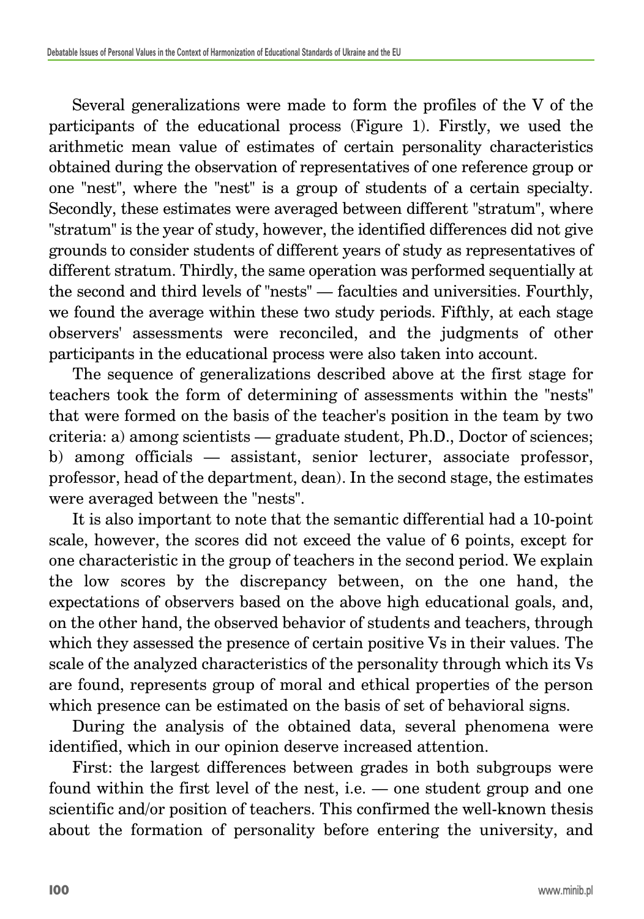Several generalizations were made to form the profiles of the V of the participants of the educational process (Figure 1). Firstly, we used the arithmetic mean value of estimates of certain personality characteristics obtained during the observation of representatives of one reference group or one "nest", where the "nest" is a group of students of a certain specialty. Secondly, these estimates were averaged between different "stratum", where "stratum" is the year of study, however, the identified differences did not give grounds to consider students of different years of study as representatives of different stratum. Thirdly, the same operation was performed sequentially at the second and third levels of "nests" — faculties and universities. Fourthly, we found the average within these two study periods. Fifthly, at each stage observers' assessments were reconciled, and the judgments of other participants in the educational process were also taken into account.

The sequence of generalizations described above at the first stage for teachers took the form of determining of assessments within the "nests" that were formed on the basis of the teacher's position in the team by two criteria: a) among scientists — graduate student, Ph.D., Doctor of sciences; b) among officials — assistant, senior lecturer, associate professor, professor, head of the department, dean). In the second stage, the estimates were averaged between the "nests".

It is also important to note that the semantic differential had a 10-point scale, however, the scores did not exceed the value of 6 points, except for one characteristic in the group of teachers in the second period. We explain the low scores by the discrepancy between, on the one hand, the expectations of observers based on the above high educational goals, and, on the other hand, the observed behavior of students and teachers, through which they assessed the presence of certain positive Vs in their values. The scale of the analyzed characteristics of the personality through which its Vs are found, represents group of moral and ethical properties of the person which presence can be estimated on the basis of set of behavioral signs.

During the analysis of the obtained data, several phenomena were identified, which in our opinion deserve increased attention.

First: the largest differences between grades in both subgroups were found within the first level of the nest, i.e. — one student group and one scientific and/or position of teachers. This confirmed the well-known thesis about the formation of personality before entering the university, and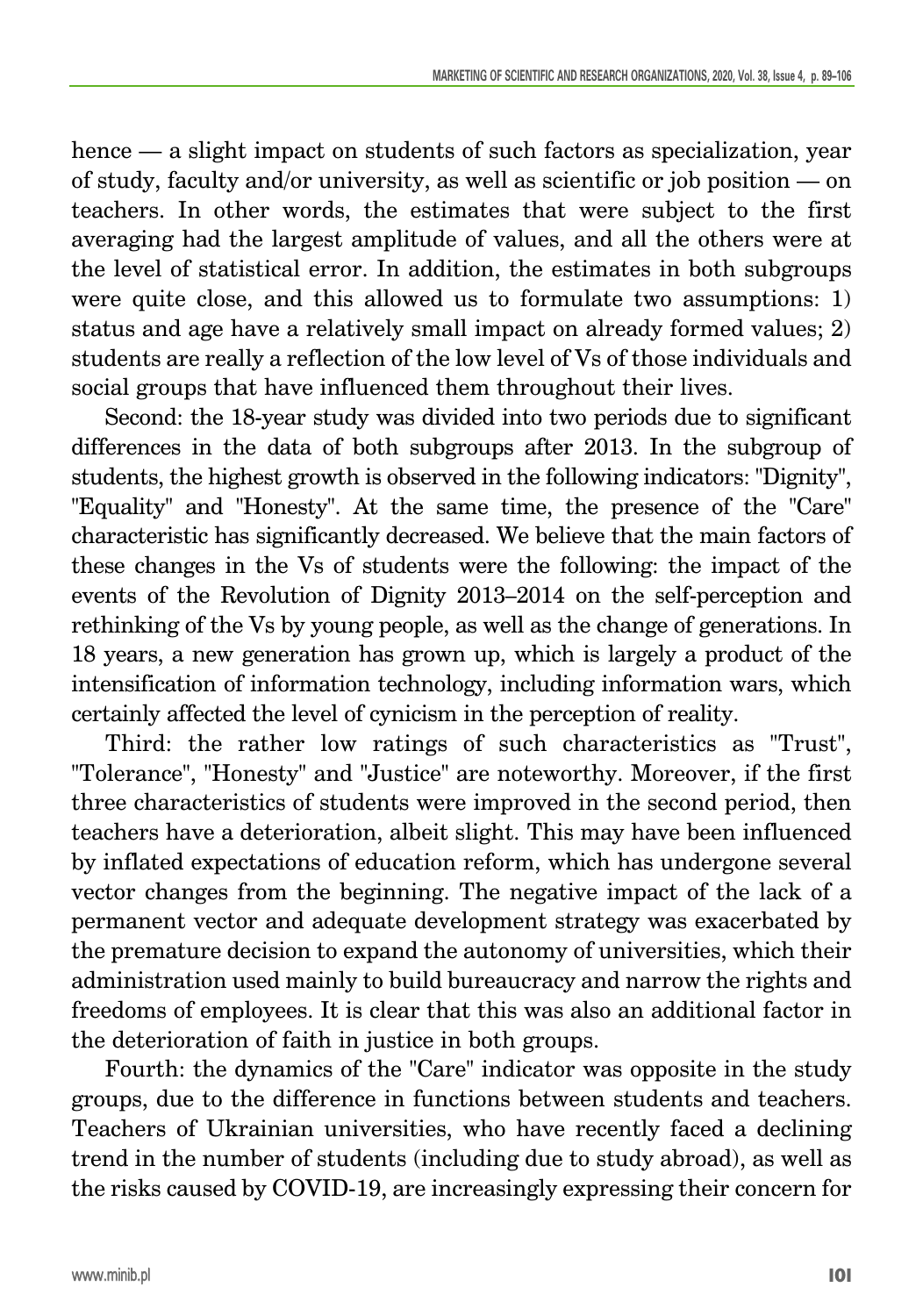hence — a slight impact on students of such factors as specialization, year of study, faculty and/or university, as well as scientific or job position — on teachers. In other words, the estimates that were subject to the first averaging had the largest amplitude of values, and all the others were at the level of statistical error. In addition, the estimates in both subgroups were quite close, and this allowed us to formulate two assumptions: 1) status and age have a relatively small impact on already formed values; 2) students are really a reflection of the low level of Vs of those individuals and social groups that have influenced them throughout their lives.

Second: the 18-year study was divided into two periods due to significant differences in the data of both subgroups after 2013. In the subgroup of students, the highest growth is observed in the following indicators: "Dignity", "Equality" and "Honesty". At the same time, the presence of the "Care" characteristic has significantly decreased. We believe that the main factors of these changes in the Vs of students were the following: the impact of the events of the Revolution of Dignity 2013–2014 on the self-perception and rethinking of the Vs by young people, as well as the change of generations. In 18 years, a new generation has grown up, which is largely a product of the intensification of information technology, including information wars, which certainly affected the level of cynicism in the perception of reality.

Third: the rather low ratings of such characteristics as "Trust", "Tolerance", "Honesty" and "Justice" are noteworthy. Moreover, if the first three characteristics of students were improved in the second period, then teachers have a deterioration, albeit slight. This may have been influenced by inflated expectations of education reform, which has undergone several vector changes from the beginning. The negative impact of the lack of a permanent vector and adequate development strategy was exacerbated by the premature decision to expand the autonomy of universities, which their administration used mainly to build bureaucracy and narrow the rights and freedoms of employees. It is clear that this was also an additional factor in the deterioration of faith in justice in both groups.

Fourth: the dynamics of the "Care" indicator was opposite in the study groups, due to the difference in functions between students and teachers. Teachers of Ukrainian universities, who have recently faced a declining trend in the number of students (including due to study abroad), as well as the risks caused by COVID-19, are increasingly expressing their concern for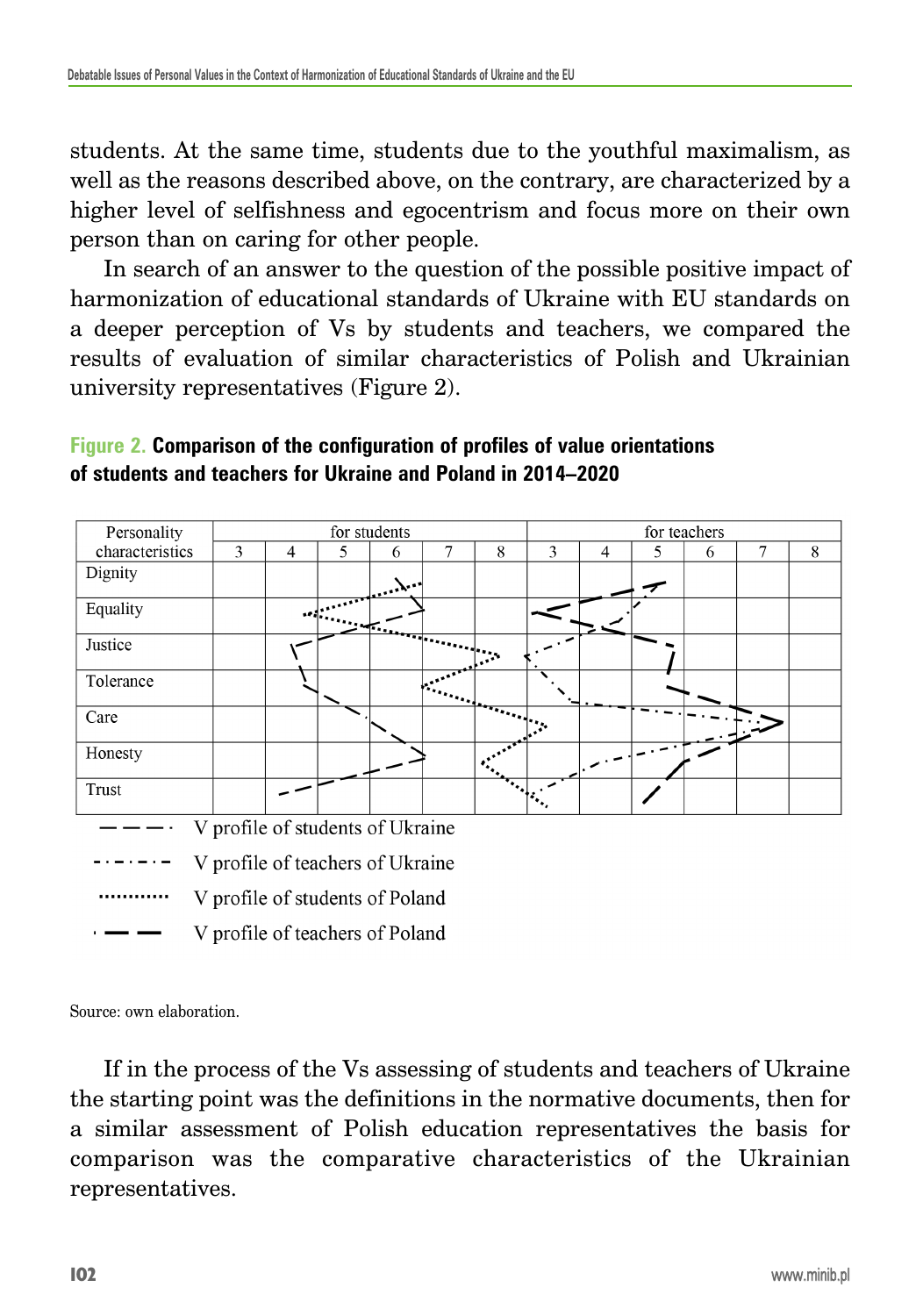students. At the same time, students due to the youthful maximalism, as well as the reasons described above, on the contrary, are characterized by a higher level of selfishness and egocentrism and focus more on their own person than on caring for other people.

In search of an answer to the question of the possible positive impact of harmonization of educational standards of Ukraine with EU standards on a deeper perception of Vs by students and teachers, we compared the results of evaluation of similar characteristics of Polish and Ukrainian university representatives (Figure 2).

**Figure 2. Comparison of the configuration of profiles of value orientations of students and teachers for Ukraine and Poland in 2014–2020**

| Personality characteristics | for students | | | | | | for teachers | | | | | |
|---|---|---|---|---|---|---|---|---|---|---|---|---|
| | 3 | 4 | 5 | 6 | 7 | 8 | 3 | 4 | 5 | 6 | 7 | 8 |
| Dignity | | | | | | | | | | | | |
| Equality | | | | | | | | | | | | |
| Justice | | | | | | | | | | | | |
| Tolerance | | | | | | | | | | | | |
| Care | | | | | | | | | | | | |
| Honesty | | | | | | | | | | | | |
| Trust | | | | | | | | | | | | |

— — — V profile of students of Ukraine

- · - · - V profile of teachers of Ukraine

………… V profile of students of Poland

· — — V profile of teachers of Poland

Source: own elaboration.

If in the process of the Vs assessing of students and teachers of Ukraine the starting point was the definitions in the normative documents, then for a similar assessment of Polish education representatives the basis for comparison was the comparative characteristics of the Ukrainian representatives.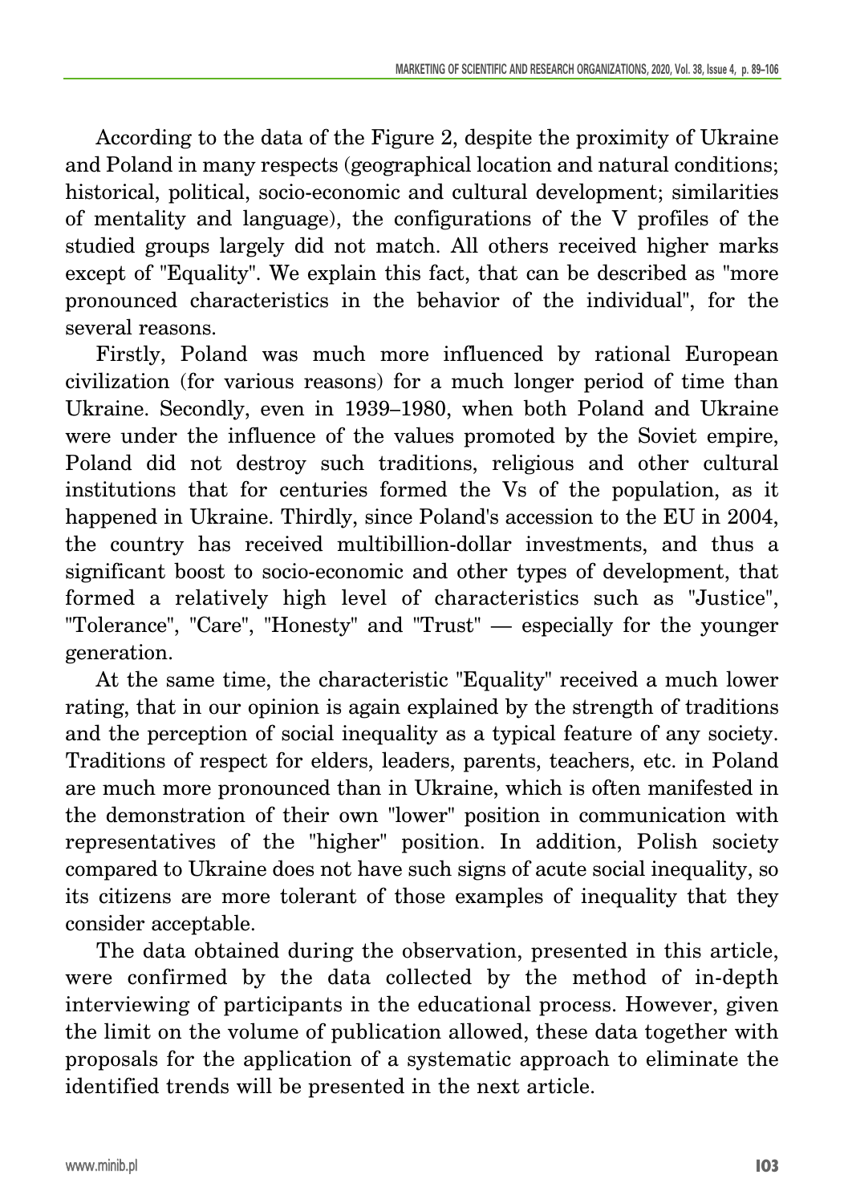According to the data of the Figure 2, despite the proximity of Ukraine and Poland in many respects (geographical location and natural conditions; historical, political, socio-economic and cultural development; similarities of mentality and language), the configurations of the V profiles of the studied groups largely did not match. All others received higher marks except of "Equality". We explain this fact, that can be described as "more pronounced characteristics in the behavior of the individual", for the several reasons.

Firstly, Poland was much more influenced by rational European civilization (for various reasons) for a much longer period of time than Ukraine. Secondly, even in 1939–1980, when both Poland and Ukraine were under the influence of the values promoted by the Soviet empire, Poland did not destroy such traditions, religious and other cultural institutions that for centuries formed the Vs of the population, as it happened in Ukraine. Thirdly, since Poland's accession to the EU in 2004, the country has received multibillion-dollar investments, and thus a significant boost to socio-economic and other types of development, that formed a relatively high level of characteristics such as "Justice", "Tolerance", "Care", "Honesty" and "Trust" — especially for the younger generation.

At the same time, the characteristic "Equality" received a much lower rating, that in our opinion is again explained by the strength of traditions and the perception of social inequality as a typical feature of any society. Traditions of respect for elders, leaders, parents, teachers, etc. in Poland are much more pronounced than in Ukraine, which is often manifested in the demonstration of their own "lower" position in communication with representatives of the "higher" position. In addition, Polish society compared to Ukraine does not have such signs of acute social inequality, so its citizens are more tolerant of those examples of inequality that they consider acceptable.

The data obtained during the observation, presented in this article, were confirmed by the data collected by the method of in-depth interviewing of participants in the educational process. However, given the limit on the volume of publication allowed, these data together with proposals for the application of a systematic approach to eliminate the identified trends will be presented in the next article.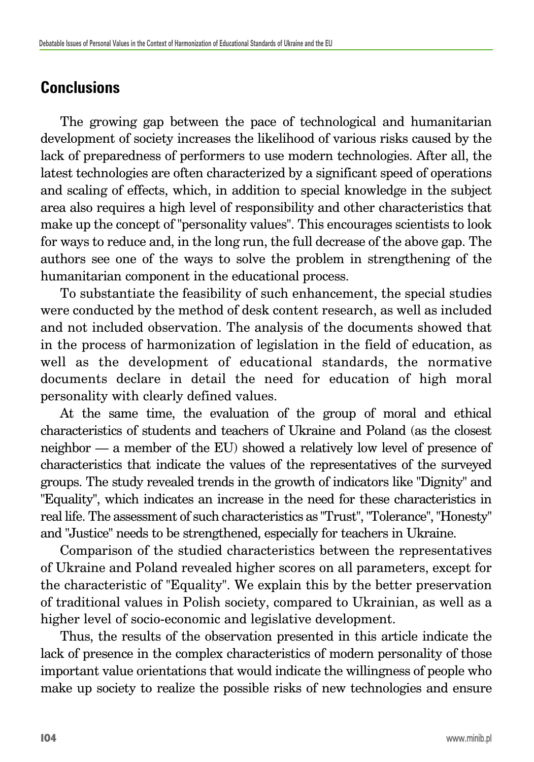## Conclusions

The growing gap between the pace of technological and humanitarian development of society increases the likelihood of various risks caused by the lack of preparedness of performers to use modern technologies. After all, the latest technologies are often characterized by a significant speed of operations and scaling of effects, which, in addition to special knowledge in the subject area also requires a high level of responsibility and other characteristics that make up the concept of "personality values". This encourages scientists to look for ways to reduce and, in the long run, the full decrease of the above gap. The authors see one of the ways to solve the problem in strengthening of the humanitarian component in the educational process.

To substantiate the feasibility of such enhancement, the special studies were conducted by the method of desk content research, as well as included and not included observation. The analysis of the documents showed that in the process of harmonization of legislation in the field of education, as well as the development of educational standards, the normative documents declare in detail the need for education of high moral personality with clearly defined values.

At the same time, the evaluation of the group of moral and ethical characteristics of students and teachers of Ukraine and Poland (as the closest neighbor — a member of the EU) showed a relatively low level of presence of characteristics that indicate the values of the representatives of the surveyed groups. The study revealed trends in the growth of indicators like "Dignity" and "Equality", which indicates an increase in the need for these characteristics in real life. The assessment of such characteristics as "Trust", "Tolerance", "Honesty" and "Justice" needs to be strengthened, especially for teachers in Ukraine.

Comparison of the studied characteristics between the representatives of Ukraine and Poland revealed higher scores on all parameters, except for the characteristic of "Equality". We explain this by the better preservation of traditional values in Polish society, compared to Ukrainian, as well as a higher level of socio-economic and legislative development.

Thus, the results of the observation presented in this article indicate the lack of presence in the complex characteristics of modern personality of those important value orientations that would indicate the willingness of people who make up society to realize the possible risks of new technologies and ensure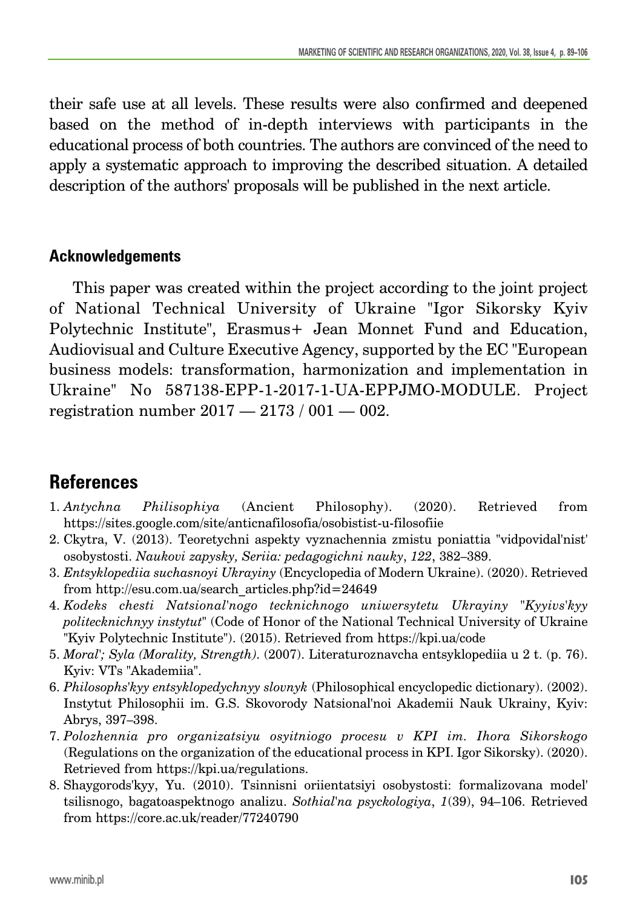their safe use at all levels. These results were also confirmed and deepened based on the method of in-depth interviews with participants in the educational process of both countries. The authors are convinced of the need to apply a systematic approach to improving the described situation. A detailed description of the authors' proposals will be published in the next article.

### Acknowledgements

This paper was created within the project according to the joint project of National Technical University of Ukraine "Igor Sikorsky Kyiv Polytechnic Institute", Erasmus+ Jean Monnet Fund and Education, Audiovisual and Culture Executive Agency, supported by the EC "European business models: transformation, harmonization and implementation in Ukraine" No 587138-EPP-1-2017-1-UA-EPPJMO-MODULE. Project registration number 2017 — 2173 / 001 — 002.

## References

1. *Antychna Philisophiya* (Ancient Philosophy). (2020). Retrieved from https://sites.google.com/site/anticnafilosofia/osobistist-u-filosofiie
2. Ckytra, V. (2013). Teoretychni aspekty vyznachennia zmistu poniattia "vidpovidal'nist' osobystosti. *Naukovi zapysky, Seriia: pedagogichni nauky*, *122*, 382–389.
3. *Entsyklopediia suchasnoyi Ukrayiny* (Encyclopedia of Modern Ukraine). (2020). Retrieved from http://esu.com.ua/search_articles.php?id=24649
4. *Kodeks chesti Natsional'nogo tecknichnogo uniwersytetu Ukrayiny "Kyyivs'kyy politecknichnyy instytut"* (Code of Honor of the National Technical University of Ukraine "Kyiv Polytechnic Institute"). (2015). Retrieved from https://kpi.ua/code
5. *Moral'; Syla (Morality, Strength)*. (2007). Literaturoznavcha entsyklopediia u 2 t. (p. 76). Kyiv: VTs "Akademiia".
6. *Philosophs'kyy entsyklopedychnyy slovnyk* (Philosophical encyclopedic dictionary). (2002). Instytut Philosophii im. G.S. Skovorody Natsional'noi Akademii Nauk Ukrainy, Kyiv: Abrys, 397–398.
7. *Polozhennia pro organizatsiyu osyitniogo procesu v KPI im. Ihora Sikorskogo* (Regulations on the organization of the educational process in KPI. Igor Sikorsky). (2020). Retrieved from https://kpi.ua/regulations.
8. Shaygorods'kyy, Yu. (2010). Tsinnisni oriientatsiyi osobystosti: formalizovana model' tsilisnogo, bagatoaspektnogo analizu. *Sothial'na psyckologiya*, *1*(39), 94–106. Retrieved from https://core.ac.uk/reader/77240790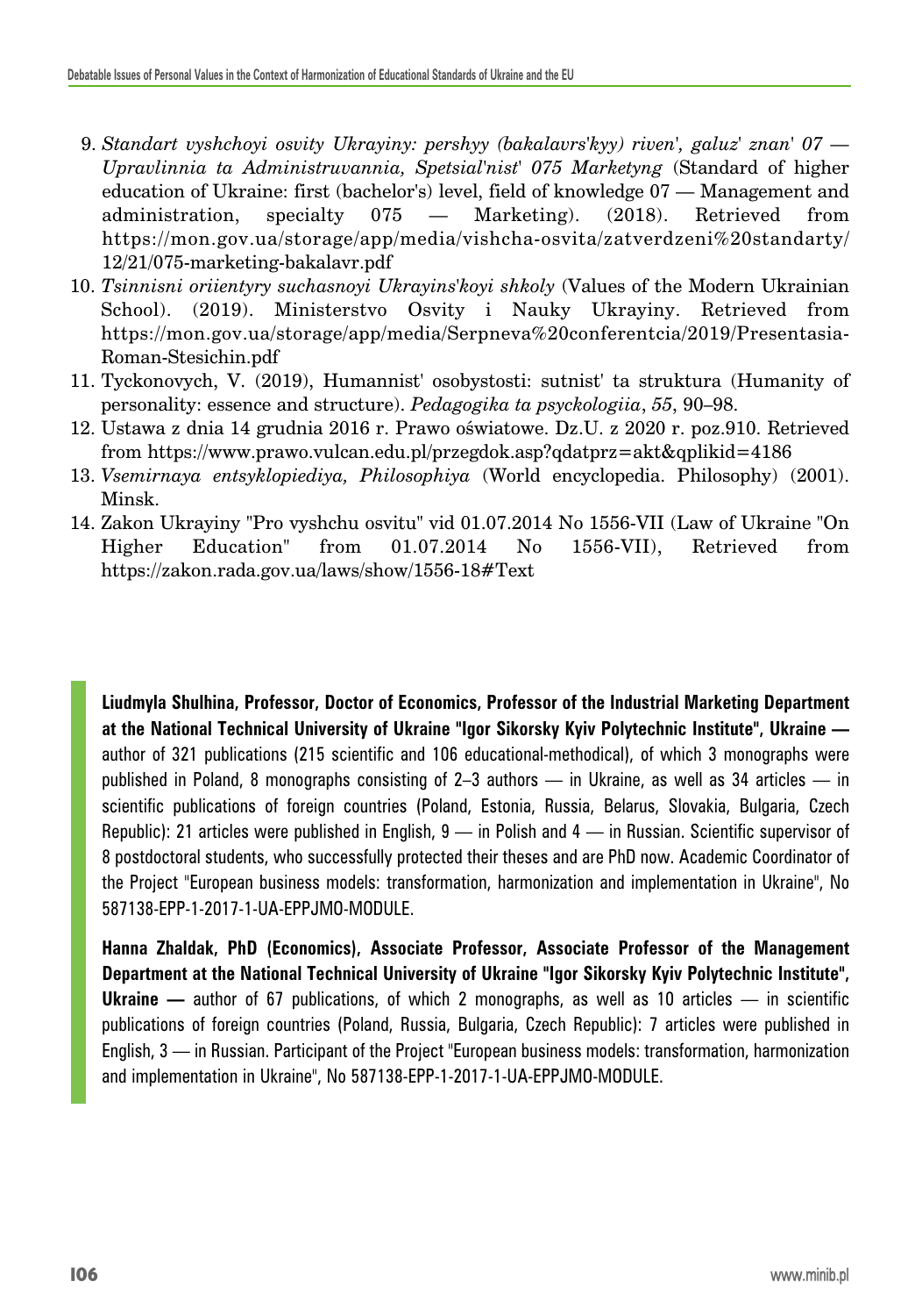9. *Standart vyshchoyi osvity Ukrayiny: pershyy (bakalavrs'kyy) riven', galuz' znan' 07 — Upravlinnia ta Administruvannia, Spetsial'nist' 075 Marketyng* (Standard of higher education of Ukraine: first (bachelor's) level, field of knowledge 07 — Management and administration, specialty 075 — Marketing). (2018). Retrieved from https://mon.gov.ua/storage/app/media/vishcha-osvita/zatverdzeni%20standarty/12/21/075-marketing-bakalavr.pdf
10. *Tsinnisni oriientyry suchasnoyi Ukrayins'koyi shkoly* (Values of the Modern Ukrainian School). (2019). Ministerstvo Osvity i Nauky Ukrayiny. Retrieved from https://mon.gov.ua/storage/app/media/Serpneva%20conferentcia/2019/Presentasia-Roman-Stesichin.pdf
11. Tyckonovych, V. (2019), Humannist' osobystosti: sutnist' ta struktura (Humanity of personality: essence and structure). *Pedagogika ta psyckologiia*, *55*, 90–98.
12. Ustawa z dnia 14 grudnia 2016 r. Prawo oświatowe. Dz.U. z 2020 r. poz.910. Retrieved from https://www.prawo.vulcan.edu.pl/przegdok.asp?qdatprz=akt&qplikid=4186
13. *Vsemirnaya entsyklopiediya, Philosophiya* (World encyclopedia. Philosophy) (2001). Minsk.
14. Zakon Ukrayiny "Pro vyshchu osvitu" vid 01.07.2014 No 1556-VII (Law of Ukraine "On Higher Education" from 01.07.2014 No 1556-VII), Retrieved from https://zakon.rada.gov.ua/laws/show/1556-18#Text

**Liudmyla Shulhina, Professor, Doctor of Economics, Professor of the Industrial Marketing Department at the National Technical University of Ukraine "Igor Sikorsky Kyiv Polytechnic Institute", Ukraine —** author of 321 publications (215 scientific and 106 educational-methodical), of which 3 monographs were published in Poland, 8 monographs consisting of 2–3 authors — in Ukraine, as well as 34 articles — in scientific publications of foreign countries (Poland, Estonia, Russia, Belarus, Slovakia, Bulgaria, Czech Republic): 21 articles were published in English, 9 — in Polish and 4 — in Russian. Scientific supervisor of 8 postdoctoral students, who successfully protected their theses and are PhD now. Academic Coordinator of the Project "European business models: transformation, harmonization and implementation in Ukraine", No 587138-EPP-1-2017-1-UA-EPPJMO-MODULE.

**Hanna Zhaldak, PhD (Economics), Associate Professor, Associate Professor of the Management Department at the National Technical University of Ukraine "Igor Sikorsky Kyiv Polytechnic Institute", Ukraine —** author of 67 publications, of which 2 monographs, as well as 10 articles — in scientific publications of foreign countries (Poland, Russia, Bulgaria, Czech Republic): 7 articles were published in English, 3 — in Russian. Participant of the Project "European business models: transformation, harmonization and implementation in Ukraine", No 587138-EPP-1-2017-1-UA-EPPJMO-MODULE.